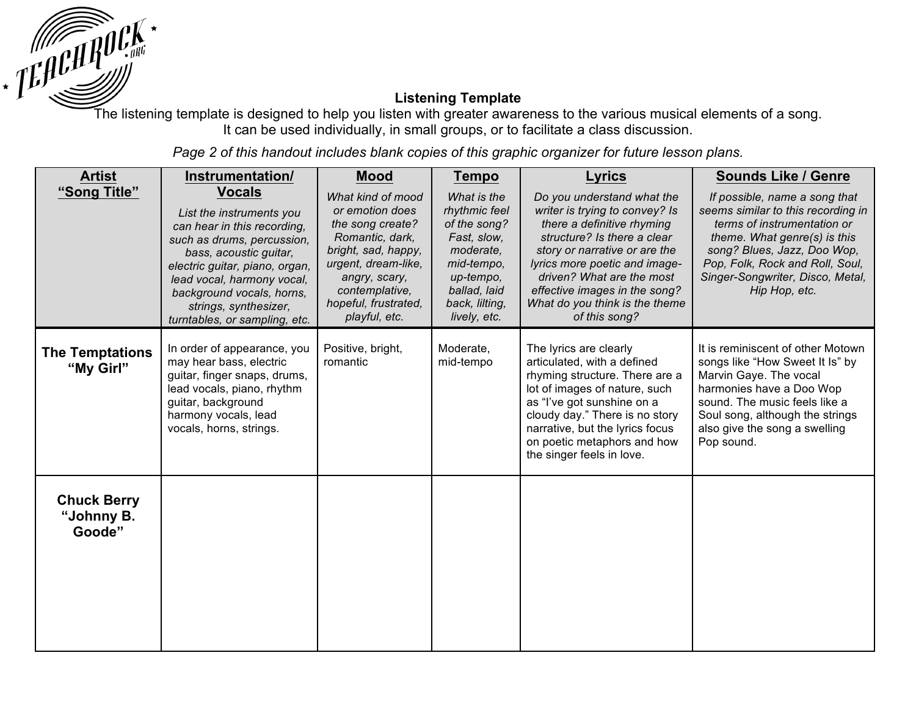# Listening Template

The listening template is designed to help you listen with greater awareness to the various musical elements of a song. It can be used individually, in small groups, or to facilitate a class discussion.

*Page 2 of this handout includes blank copies of this graphic organizer for future lesson plans.*

| **Artist "Song Title"** | **Instrumentation/ Vocals** *List the instruments you can hear in this recording, such as drums, percussion, bass, acoustic guitar, electric guitar, piano, organ, lead vocal, harmony vocal, background vocals, horns, strings, synthesizer, turntables, or sampling, etc.* | **Mood** *What kind of mood or emotion does the song create? Romantic, dark, bright, sad, happy, urgent, dream-like, angry, scary, contemplative, hopeful, frustrated, playful, etc.* | **Tempo** *What is the rhythmic feel of the song? Fast, slow, moderate, mid-tempo, up-tempo, ballad, laid back, lilting, lively, etc.* | **Lyrics** *Do you understand what the writer is trying to convey? Is there a definitive rhyming structure? Is there a clear story or narrative or are the lyrics more poetic and image-driven? What are the most effective images in the song? What do you think is the theme of this song?* | **Sounds Like / Genre** *If possible, name a song that seems similar to this recording in terms of instrumentation or theme. What genre(s) is this song? Blues, Jazz, Doo Wop, Pop, Folk, Rock and Roll, Soul, Singer-Songwriter, Disco, Metal, Hip Hop, etc.* |
|---|---|---|---|---|---|
| **The Temptations "My Girl"** | In order of appearance, you may hear bass, electric guitar, finger snaps, drums, lead vocals, piano, rhythm guitar, background harmony vocals, lead vocals, horns, strings. | Positive, bright, romantic | Moderate, mid-tempo | The lyrics are clearly articulated, with a defined rhyming structure. There are a lot of images of nature, such as "I've got sunshine on a cloudy day." There is no story narrative, but the lyrics focus on poetic metaphors and how the singer feels in love. | It is reminiscent of other Motown songs like "How Sweet It Is" by Marvin Gaye. The vocal harmonies have a Doo Wop sound. The music feels like a Soul song, although the strings also give the song a swelling Pop sound. |
| **Chuck Berry "Johnny B. Goode"** | | | | | |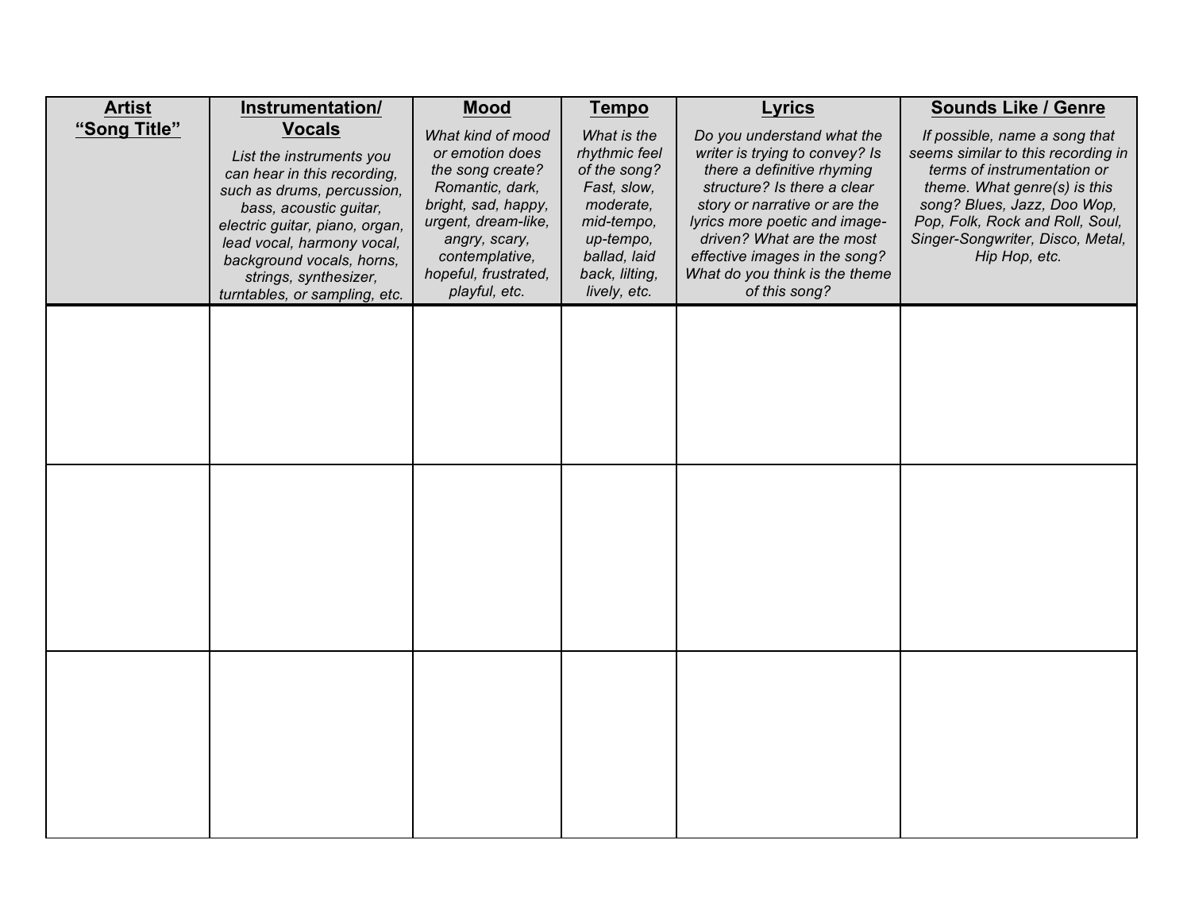| **Artist "Song Title"** | **Instrumentation/ Vocals** *List the instruments you can hear in this recording, such as drums, percussion, bass, acoustic guitar, electric guitar, piano, organ, lead vocal, harmony vocal, background vocals, horns, strings, synthesizer, turntables, or sampling, etc.* | **Mood** *What kind of mood or emotion does the song create? Romantic, dark, bright, sad, happy, urgent, dream-like, angry, scary, contemplative, hopeful, frustrated, playful, etc.* | **Tempo** *What is the rhythmic feel of the song? Fast, slow, moderate, mid-tempo, up-tempo, ballad, laid back, lilting, lively, etc.* | **Lyrics** *Do you understand what the writer is trying to convey? Is there a definitive rhyming structure? Is there a clear story or narrative or are the lyrics more poetic and image-driven? What are the most effective images in the song? What do you think is the theme of this song?* | **Sounds Like / Genre** *If possible, name a song that seems similar to this recording in terms of instrumentation or theme. What genre(s) is this song? Blues, Jazz, Doo Wop, Pop, Folk, Rock and Roll, Soul, Singer-Songwriter, Disco, Metal, Hip Hop, etc.* |
|---|---|---|---|---|---|
| | | | | | |
| | | | | | |
| | | | | | |